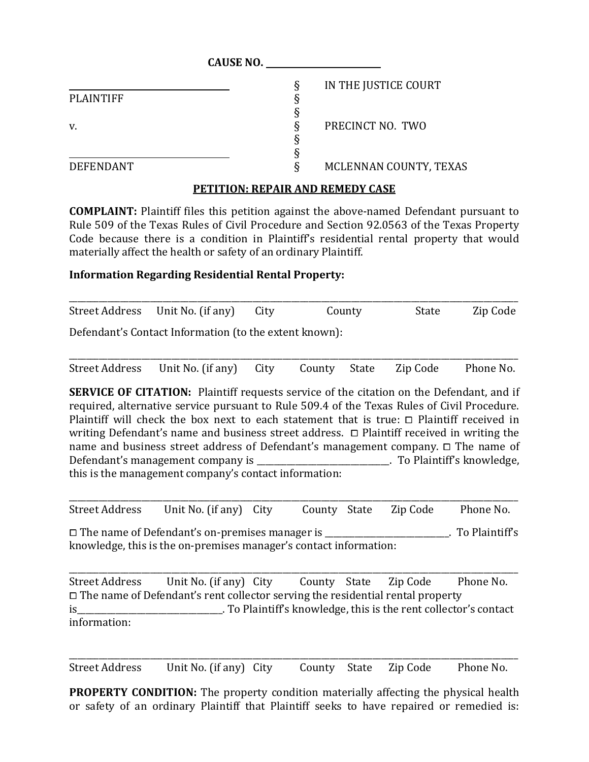**CAUSE NO. \_\_\_\_\_\_\_\_\_\_\_\_\_\_\_\_\_\_\_\_\_\_\_\_\_**

| | | |
|---|---|---|
| \_\_\_\_\_\_\_\_\_\_\_\_\_\_\_\_\_\_\_\_\_\_\_\_\_\_\_\_\_\_\_\_\_\_\_ | § | IN THE JUSTICE COURT |
| PLAINTIFF | § | |
| | § | |
| v. | § | PRECINCT NO. TWO |
| | § | |
| \_\_\_\_\_\_\_\_\_\_\_\_\_\_\_\_\_\_\_\_\_\_\_\_\_\_\_\_\_\_\_\_\_\_\_ | § | |
| DEFENDANT | § | MCLENNAN COUNTY, TEXAS |

## PETITION: REPAIR AND REMEDY CASE

**COMPLAINT:** Plaintiff files this petition against the above-named Defendant pursuant to Rule 509 of the Texas Rules of Civil Procedure and Section 92.0563 of the Texas Property Code because there is a condition in Plaintiff's residential rental property that would materially affect the health or safety of an ordinary Plaintiff.

**Information Regarding Residential Rental Property:**

\_\_\_\_\_\_\_\_\_\_\_\_\_\_\_\_\_\_\_\_\_\_\_\_\_\_\_\_\_\_\_\_\_\_\_\_\_\_\_\_\_\_\_\_\_\_\_\_\_\_\_\_\_\_\_\_\_\_\_\_\_\_\_\_\_\_\_\_\_\_\_\_\_\_\_\_\_\_\_\_\_\_\_\_\_\_\_\_\_\_\_\_\_\_\_\_\_\_

Street Address Unit No. (if any) City County State Zip Code

Defendant's Contact Information (to the extent known):

\_\_\_\_\_\_\_\_\_\_\_\_\_\_\_\_\_\_\_\_\_\_\_\_\_\_\_\_\_\_\_\_\_\_\_\_\_\_\_\_\_\_\_\_\_\_\_\_\_\_\_\_\_\_\_\_\_\_\_\_\_\_\_\_\_\_\_\_\_\_\_\_\_\_\_\_\_\_\_\_\_\_\_\_\_\_\_\_\_\_\_\_\_\_\_\_\_\_

Street Address Unit No. (if any) City County State Zip Code Phone No.

**SERVICE OF CITATION:** Plaintiff requests service of the citation on the Defendant, and if required, alternative service pursuant to Rule 509.4 of the Texas Rules of Civil Procedure. Plaintiff will check the box next to each statement that is true: ☐ Plaintiff received in writing Defendant's name and business street address. ☐ Plaintiff received in writing the name and business street address of Defendant's management company. ☐ The name of Defendant's management company is \_\_\_\_\_\_\_\_\_\_\_\_\_\_\_\_\_\_\_\_\_\_\_\_\_\_\_\_\_\_\_. To Plaintiff's knowledge, this is the management company's contact information:

\_\_\_\_\_\_\_\_\_\_\_\_\_\_\_\_\_\_\_\_\_\_\_\_\_\_\_\_\_\_\_\_\_\_\_\_\_\_\_\_\_\_\_\_\_\_\_\_\_\_\_\_\_\_\_\_\_\_\_\_\_\_\_\_\_\_\_\_\_\_\_\_\_\_\_\_\_\_\_\_\_\_\_\_\_\_\_\_\_\_\_\_\_\_\_\_\_\_

Street Address Unit No. (if any) City County State Zip Code Phone No.

☐ The name of Defendant's on-premises manager is \_\_\_\_\_\_\_\_\_\_\_\_\_\_\_\_\_\_\_\_\_\_\_\_\_\_\_\_\_\_. To Plaintiff's knowledge, this is the on-premises manager's contact information:

\_\_\_\_\_\_\_\_\_\_\_\_\_\_\_\_\_\_\_\_\_\_\_\_\_\_\_\_\_\_\_\_\_\_\_\_\_\_\_\_\_\_\_\_\_\_\_\_\_\_\_\_\_\_\_\_\_\_\_\_\_\_\_\_\_\_\_\_\_\_\_\_\_\_\_\_\_\_\_\_\_\_\_\_\_\_\_\_\_\_\_\_\_\_\_\_\_\_

Street Address Unit No. (if any) City County State Zip Code Phone No.

☐ The name of Defendant's rent collector serving the residential rental property is\_\_\_\_\_\_\_\_\_\_\_\_\_\_\_\_\_\_\_\_\_\_\_\_\_\_\_\_\_\_\_\_\_\_. To Plaintiff's knowledge, this is the rent collector's contact information:

\_\_\_\_\_\_\_\_\_\_\_\_\_\_\_\_\_\_\_\_\_\_\_\_\_\_\_\_\_\_\_\_\_\_\_\_\_\_\_\_\_\_\_\_\_\_\_\_\_\_\_\_\_\_\_\_\_\_\_\_\_\_\_\_\_\_\_\_\_\_\_\_\_\_\_\_\_\_\_\_\_\_\_\_\_\_\_\_\_\_\_\_\_\_\_\_\_\_

Street Address Unit No. (if any) City County State Zip Code Phone No.

**PROPERTY CONDITION:** The property condition materially affecting the physical health or safety of an ordinary Plaintiff that Plaintiff seeks to have repaired or remedied is: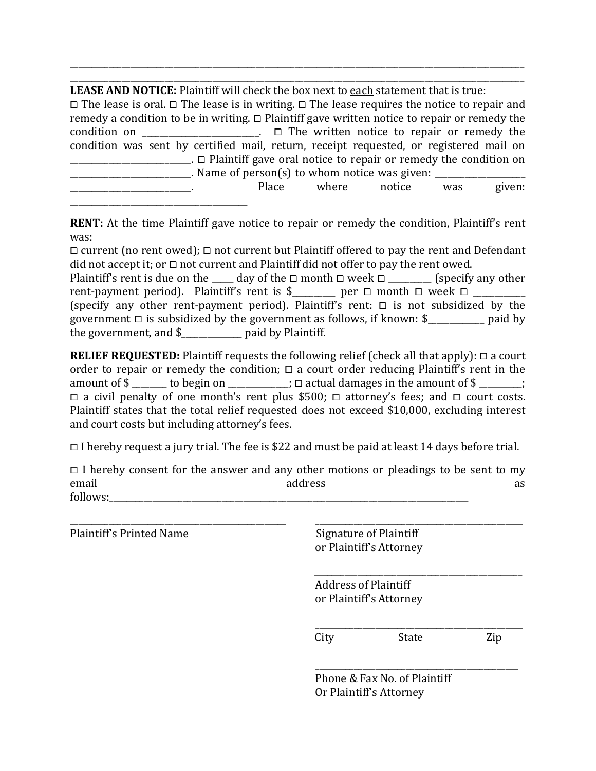\_\_\_\_\_\_\_\_\_\_\_\_\_\_\_\_\_\_\_\_\_\_\_\_\_\_\_\_\_\_\_\_\_\_\_\_\_\_\_\_\_\_\_\_\_\_\_\_\_\_\_\_\_\_\_\_\_\_\_\_\_\_\_\_\_\_\_\_\_\_\_\_\_\_\_\_\_\_\_\_\_\_\_\_\_\_\_\_\_\_\_\_\_\_\_\_\_\_\_\_

\_\_\_\_\_\_\_\_\_\_\_\_\_\_\_\_\_\_\_\_\_\_\_\_\_\_\_\_\_\_\_\_\_\_\_\_\_\_\_\_\_\_\_\_\_\_\_\_\_\_\_\_\_\_\_\_\_\_\_\_\_\_\_\_\_\_\_\_\_\_\_\_\_\_\_\_\_\_\_\_\_\_\_\_\_\_\_\_\_\_\_\_\_\_\_\_\_\_\_\_

**LEASE AND NOTICE:** Plaintiff will check the box next to <u>each</u> statement that is true:
☐ The lease is oral. ☐ The lease is in writing. ☐ The lease requires the notice to repair and remedy a condition to be in writing. ☐ Plaintiff gave written notice to repair or remedy the condition on \_\_\_\_\_\_\_\_\_\_\_\_\_\_\_\_\_\_\_\_\_\_\_\_\_\_\_. ☐ The written notice to repair or remedy the condition was sent by certified mail, return, receipt requested, or registered mail on \_\_\_\_\_\_\_\_\_\_\_\_\_\_\_\_\_\_\_\_\_\_\_\_\_\_\_. ☐ Plaintiff gave oral notice to repair or remedy the condition on \_\_\_\_\_\_\_\_\_\_\_\_\_\_\_\_\_\_\_\_\_\_\_\_\_\_\_. Name of person(s) to whom notice was given: \_\_\_\_\_\_\_\_\_\_\_\_\_\_\_\_\_\_\_\_ \_\_\_\_\_\_\_\_\_\_\_\_\_\_\_\_\_\_\_\_\_\_\_\_\_\_\_. Place where notice was given: \_\_\_\_\_\_\_\_\_\_\_\_\_\_\_\_\_\_\_\_\_\_\_\_\_\_\_\_\_\_\_\_\_\_\_\_\_\_\_\_\_\_

**RENT:** At the time Plaintiff gave notice to repair or remedy the condition, Plaintiff's rent was:
☐ current (no rent owed); ☐ not current but Plaintiff offered to pay the rent and Defendant did not accept it; or ☐ not current and Plaintiff did not offer to pay the rent owed.
Plaintiff's rent is due on the \_\_\_\_\_ day of the ☐ month ☐ week ☐ \_\_\_\_\_\_\_\_\_\_ (specify any other rent-payment period). Plaintiff's rent is $\_\_\_\_\_\_\_\_\_\_ per ☐ month ☐ week ☐ \_\_\_\_\_\_\_\_\_\_\_\_ (specify any other rent-payment period). Plaintiff's rent: ☐ is not subsidized by the government ☐ is subsidized by the government as follows, if known: $\_\_\_\_\_\_\_\_\_\_\_\_\_ paid by the government, and $\_\_\_\_\_\_\_\_\_\_\_\_\_\_ paid by Plaintiff.

**RELIEF REQUESTED:** Plaintiff requests the following relief (check all that apply): ☐ a court order to repair or remedy the condition; ☐ a court order reducing Plaintiff's rent in the amount of $ \_\_\_\_\_\_\_\_ to begin on \_\_\_\_\_\_\_\_\_\_\_\_\_\_; ☐ actual damages in the amount of $ \_\_\_\_\_\_\_\_\_\_; ☐ a civil penalty of one month's rent plus $500; ☐ attorney's fees; and ☐ court costs. Plaintiff states that the total relief requested does not exceed $10,000, excluding interest and court costs but including attorney's fees.

☐ I hereby request a jury trial. The fee is $22 and must be paid at least 14 days before trial.

☐ I hereby consent for the answer and any other motions or pleadings to be sent to my email address as follows:\_\_\_\_\_\_\_\_\_\_\_\_\_\_\_\_\_\_\_\_\_\_\_\_\_\_\_\_\_\_\_\_\_\_\_\_\_\_\_\_\_\_\_\_\_\_\_\_\_\_\_\_\_\_\_\_\_\_\_\_\_\_\_\_\_\_\_\_\_\_\_\_\_\_\_\_\_\_\_\_\_\_\_\_

\_\_\_\_\_\_\_\_\_\_\_\_\_\_\_\_\_\_\_\_\_\_\_\_\_\_\_\_\_\_\_\_\_\_\_\_\_\_\_\_\_\_\_\_\_\_\_\_
Plaintiff's Printed Name

\_\_\_\_\_\_\_\_\_\_\_\_\_\_\_\_\_\_\_\_\_\_\_\_\_\_\_\_\_\_\_\_\_\_\_\_\_\_\_\_\_\_\_\_\_\_\_\_
Signature of Plaintiff
or Plaintiff's Attorney

\_\_\_\_\_\_\_\_\_\_\_\_\_\_\_\_\_\_\_\_\_\_\_\_\_\_\_\_\_\_\_\_\_\_\_\_\_\_\_\_\_\_\_\_\_\_\_\_
Address of Plaintiff
or Plaintiff's Attorney

\_\_\_\_\_\_\_\_\_\_\_\_\_\_\_\_\_\_\_\_\_\_\_\_\_\_\_\_\_\_\_\_\_\_\_\_\_\_\_\_\_\_\_\_\_\_\_\_
City State Zip

\_\_\_\_\_\_\_\_\_\_\_\_\_\_\_\_\_\_\_\_\_\_\_\_\_\_\_\_\_\_\_\_\_\_\_\_\_\_\_\_\_\_\_\_\_\_\_\_
Phone & Fax No. of Plaintiff
Or Plaintiff's Attorney